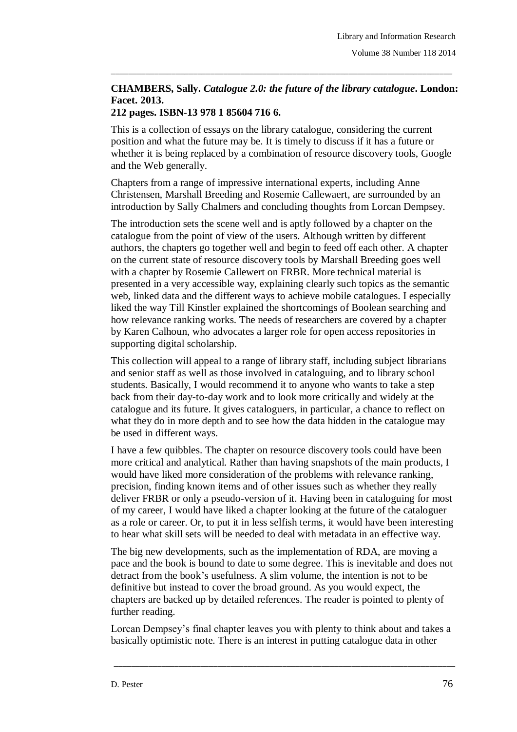**CHAMBERS, Sally. *Catalogue 2.0: the future of the library catalogue*. London: Facet. 2013.**
**212 pages. ISBN-13 978 1 85604 716 6.**

This is a collection of essays on the library catalogue, considering the current position and what the future may be. It is timely to discuss if it has a future or whether it is being replaced by a combination of resource discovery tools, Google and the Web generally.

Chapters from a range of impressive international experts, including Anne Christensen, Marshall Breeding and Rosemie Callewaert, are surrounded by an introduction by Sally Chalmers and concluding thoughts from Lorcan Dempsey.

The introduction sets the scene well and is aptly followed by a chapter on the catalogue from the point of view of the users. Although written by different authors, the chapters go together well and begin to feed off each other. A chapter on the current state of resource discovery tools by Marshall Breeding goes well with a chapter by Rosemie Callewert on FRBR. More technical material is presented in a very accessible way, explaining clearly such topics as the semantic web, linked data and the different ways to achieve mobile catalogues. I especially liked the way Till Kinstler explained the shortcomings of Boolean searching and how relevance ranking works. The needs of researchers are covered by a chapter by Karen Calhoun, who advocates a larger role for open access repositories in supporting digital scholarship.

This collection will appeal to a range of library staff, including subject librarians and senior staff as well as those involved in cataloguing, and to library school students. Basically, I would recommend it to anyone who wants to take a step back from their day-to-day work and to look more critically and widely at the catalogue and its future. It gives cataloguers, in particular, a chance to reflect on what they do in more depth and to see how the data hidden in the catalogue may be used in different ways.

I have a few quibbles. The chapter on resource discovery tools could have been more critical and analytical. Rather than having snapshots of the main products, I would have liked more consideration of the problems with relevance ranking, precision, finding known items and of other issues such as whether they really deliver FRBR or only a pseudo-version of it. Having been in cataloguing for most of my career, I would have liked a chapter looking at the future of the cataloguer as a role or career. Or, to put it in less selfish terms, it would have been interesting to hear what skill sets will be needed to deal with metadata in an effective way.

The big new developments, such as the implementation of RDA, are moving a pace and the book is bound to date to some degree. This is inevitable and does not detract from the book's usefulness. A slim volume, the intention is not to be definitive but instead to cover the broad ground. As you would expect, the chapters are backed up by detailed references. The reader is pointed to plenty of further reading.

Lorcan Dempsey's final chapter leaves you with plenty to think about and takes a basically optimistic note. There is an interest in putting catalogue data in other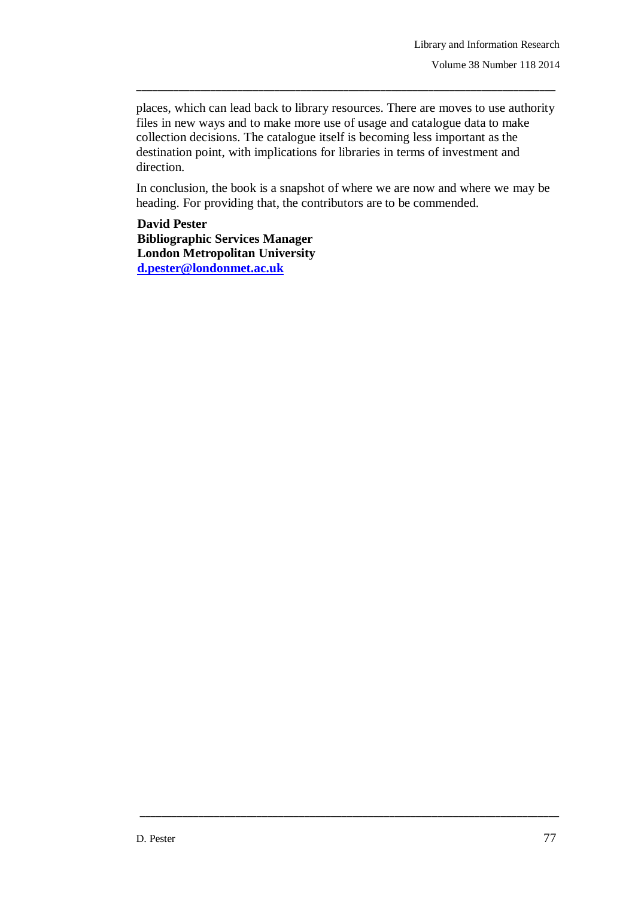places, which can lead back to library resources. There are moves to use authority files in new ways and to make more use of usage and catalogue data to make collection decisions. The catalogue itself is becoming less important as the destination point, with implications for libraries in terms of investment and direction.

In conclusion, the book is a snapshot of where we are now and where we may be heading. For providing that, the contributors are to be commended.

**David Pester**
**Bibliographic Services Manager**
**London Metropolitan University**
**d.pester@londonmet.ac.uk**